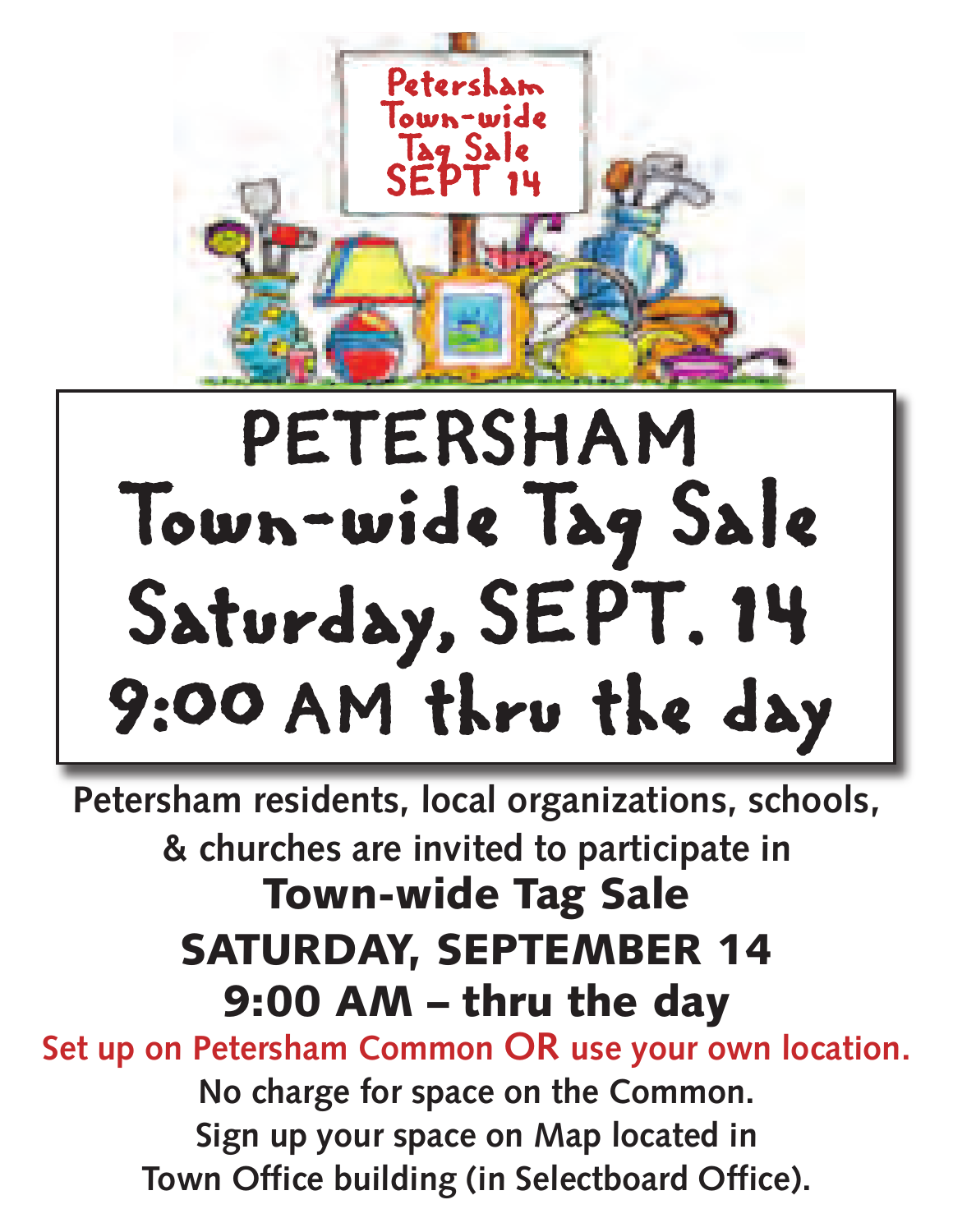# PETERSHAM Town-wide Tag Sale Saturday, SEPT. 14 9:00 AM thru the day

**Petersham residents, local organizations, schools, & churches are invited to participate in**

## Town-wide Tag Sale

## SATURDAY, SEPTEMBER 14

## 9:00 AM – thru the day

**Set up on Petersham Common OR use your own location.**

**No charge for space on the Common.**

**Sign up your space on Map located in Town Office building (in Selectboard Office).**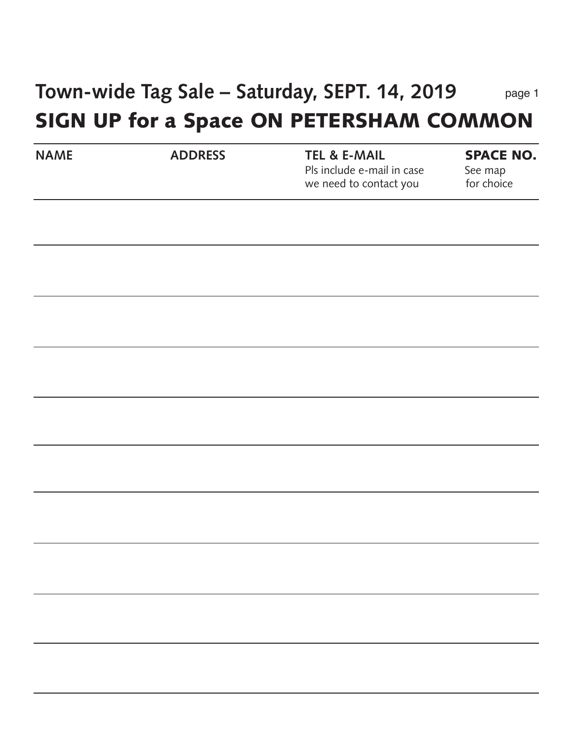# Town-wide Tag Sale – Saturday, SEPT. 14, 2019

## SIGN UP for a Space ON PETERSHAM COMMON

| NAME | ADDRESS | TEL & E-MAIL<br>Pls include e-mail in case we need to contact you | SPACE NO.<br>See map for choice |
|---|---|---|---|
| | | | |
| | | | |
| | | | |
| | | | |
| | | | |
| | | | |
| | | | |
| | | | |
| | | | |
| | | | |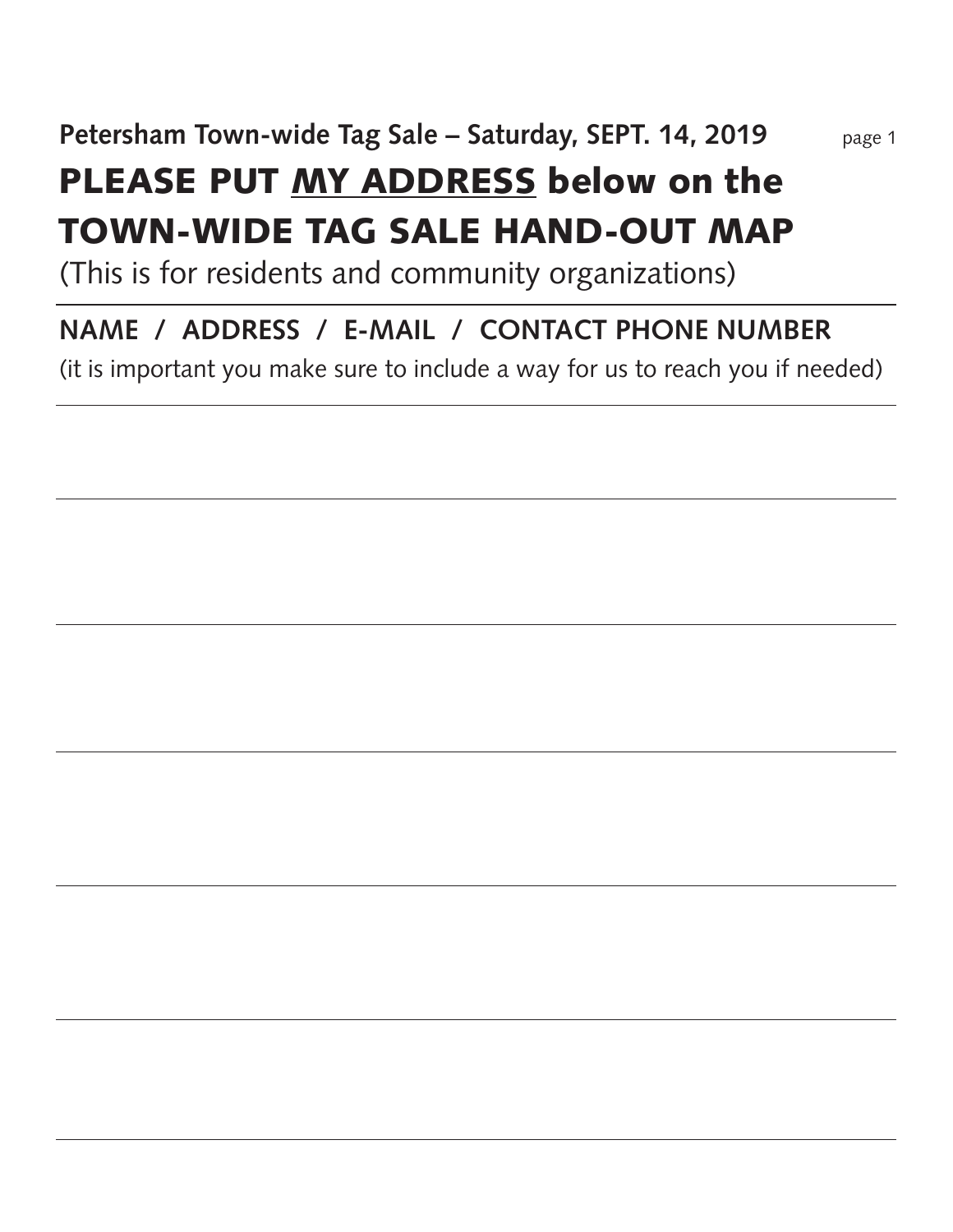**Petersham Town-wide Tag Sale – Saturday, SEPT. 14, 2019**

# PLEASE PUT <u>MY ADDRESS</u> below on the TOWN-WIDE TAG SALE HAND-OUT MAP

(This is for residents and community organizations)

---

**NAME / ADDRESS / E-MAIL / CONTACT PHONE NUMBER**

(it is important you make sure to include a way for us to reach you if needed)

---

---

---

---

---

---

---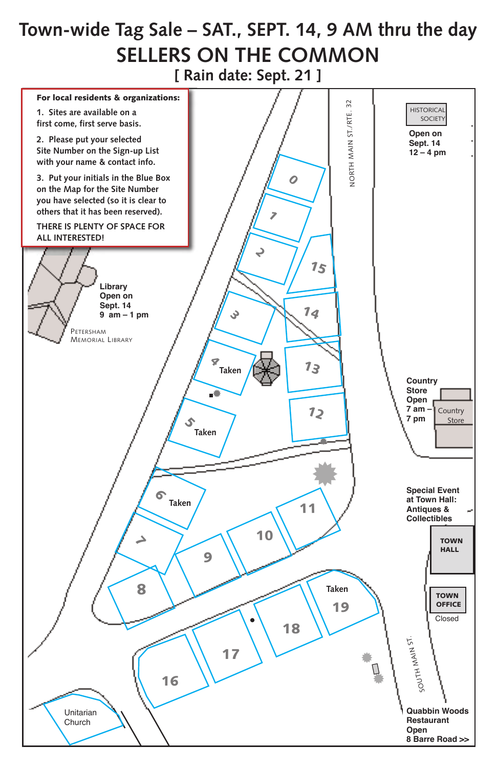# Town-wide Tag Sale – SAT., SEPT. 14, 9 AM thru the day

## SELLERS ON THE COMMON

**[ Rain date: Sept. 21 ]**

**For local residents & organizations:**

1. Sites are available on a first come, first serve basis.
2. Please put your selected Site Number on the Sign-up List with your name & contact info.
3. Put your initials in the Blue Box on the Map for the Site Number you have selected (so it is clear to others that it has been reserved).

THERE IS PLENTY OF SPACE FOR ALL INTERESTED!

NORTH MAIN ST./RTE. 32

HISTORICAL SOCIETY

**Open on Sept. 14 12 – 4 pm**

0

1

2

15

3

14

4 Taken

13

12

5 Taken

**Library Open on Sept. 14 9 am – 1 pm**

PETERSHAM MEMORIAL LIBRARY

**Country Store Open 7 am – 7 pm**

Country Store

6 Taken

7

8

9

10

11

**Special Event at Town Hall: Antiques & Collectibles**

TOWN HALL

TOWN OFFICE

Closed

Taken

19

18

17

16

SOUTH MAIN ST.

Unitarian Church

**Quabbin Woods Restaurant Open 8 Barre Road >>**